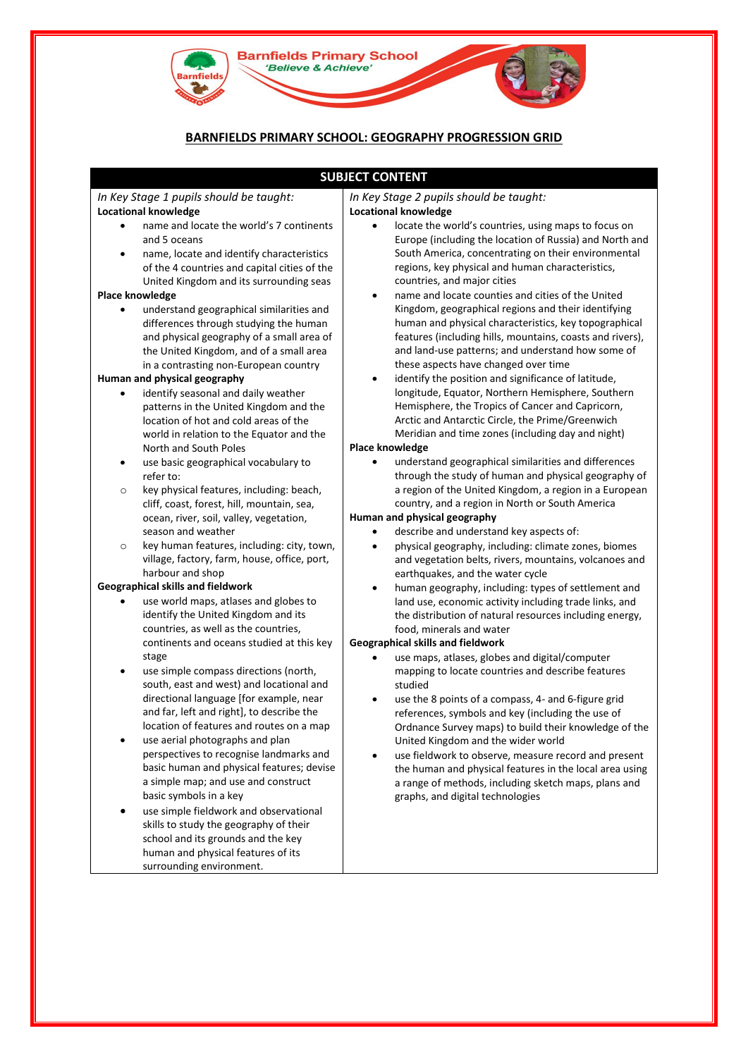Barnfields Primary School
'Believe & Achieve'

# BARNFIELDS PRIMARY SCHOOL: GEOGRAPHY PROGRESSION GRID

## SUBJECT CONTENT

*In Key Stage 1 pupils should be taught:*

**Locational knowledge**

- name and locate the world's 7 continents and 5 oceans
- name, locate and identify characteristics of the 4 countries and capital cities of the United Kingdom and its surrounding seas

**Place knowledge**

- understand geographical similarities and differences through studying the human and physical geography of a small area of the United Kingdom, and of a small area in a contrasting non-European country

**Human and physical geography**

- identify seasonal and daily weather patterns in the United Kingdom and the location of hot and cold areas of the world in relation to the Equator and the North and South Poles
- use basic geographical vocabulary to refer to:
  - key physical features, including: beach, cliff, coast, forest, hill, mountain, sea, ocean, river, soil, valley, vegetation, season and weather
  - key human features, including: city, town, village, factory, farm, house, office, port, harbour and shop

**Geographical skills and fieldwork**

- use world maps, atlases and globes to identify the United Kingdom and its countries, as well as the countries, continents and oceans studied at this key stage
- use simple compass directions (north, south, east and west) and locational and directional language [for example, near and far, left and right], to describe the location of features and routes on a map
- use aerial photographs and plan perspectives to recognise landmarks and basic human and physical features; devise a simple map; and use and construct basic symbols in a key
- use simple fieldwork and observational skills to study the geography of their school and its grounds and the key human and physical features of its surrounding environment.

*In Key Stage 2 pupils should be taught:*

**Locational knowledge**

- locate the world's countries, using maps to focus on Europe (including the location of Russia) and North and South America, concentrating on their environmental regions, key physical and human characteristics, countries, and major cities
- name and locate counties and cities of the United Kingdom, geographical regions and their identifying human and physical characteristics, key topographical features (including hills, mountains, coasts and rivers), and land-use patterns; and understand how some of these aspects have changed over time
- identify the position and significance of latitude, longitude, Equator, Northern Hemisphere, Southern Hemisphere, the Tropics of Cancer and Capricorn, Arctic and Antarctic Circle, the Prime/Greenwich Meridian and time zones (including day and night)

**Place knowledge**

- understand geographical similarities and differences through the study of human and physical geography of a region of the United Kingdom, a region in a European country, and a region in North or South America

**Human and physical geography**

- describe and understand key aspects of:
- physical geography, including: climate zones, biomes and vegetation belts, rivers, mountains, volcanoes and earthquakes, and the water cycle
- human geography, including: types of settlement and land use, economic activity including trade links, and the distribution of natural resources including energy, food, minerals and water

**Geographical skills and fieldwork**

- use maps, atlases, globes and digital/computer mapping to locate countries and describe features studied
- use the 8 points of a compass, 4- and 6-figure grid references, symbols and key (including the use of Ordnance Survey maps) to build their knowledge of the United Kingdom and the wider world
- use fieldwork to observe, measure record and present the human and physical features in the local area using a range of methods, including sketch maps, plans and graphs, and digital technologies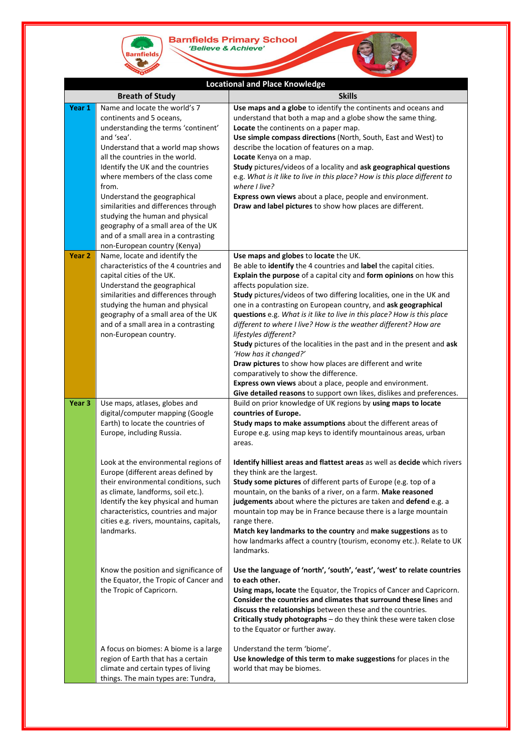# Barnfields Primary School

*'Believe & Achieve'*

| Locational and Place Knowledge | | |
|---|---|---|
| | **Breath of Study** | **Skills** |
| **Year 1** | Name and locate the world's 7 continents and 5 oceans, understanding the terms 'continent' and 'sea'.<br>Understand that a world map shows all the countries in the world.<br>Identify the UK and the countries where members of the class come from.<br>Understand the geographical similarities and differences through studying the human and physical geography of a small area of the UK and of a small area in a contrasting non-European country (Kenya) | **Use maps and a globe** to identify the continents and oceans and understand that both a map and a globe show the same thing.<br>**Locate** the continents on a paper map.<br>**Use simple compass directions** (North, South, East and West) to describe the location of features on a map.<br>**Locate** Kenya on a map.<br>**Study** pictures/videos of a locality and **ask geographical questions** e.g. *What is it like to live in this place? How is this place different to where I live?*<br>**Express own views** about a place, people and environment.<br>**Draw and label pictures** to show how places are different. |
| **Year 2** | Name, locate and identify the characteristics of the 4 countries and capital cities of the UK.<br>Understand the geographical similarities and differences through studying the human and physical geography of a small area of the UK and of a small area in a contrasting non-European country. | **Use maps and globes** to **locate** the UK.<br>Be able to **identify** the 4 countries and **label** the capital cities.<br>**Explain the purpose** of a capital city and **form opinions** on how this affects population size.<br>**Study** pictures/videos of two differing localities, one in the UK and one in a contrasting on European country, and **ask geographical questions** e.g. *What is it like to live in this place? How is this place different to where I live? How is the weather different? How are lifestyles different?*<br>**Study** pictures of the localities in the past and in the present and **ask** *'How has it changed?'*<br>**Draw pictures** to show how places are different and write comparatively to show the difference.<br>**Express own views** about a place, people and environment.<br>**Give detailed reasons** to support own likes, dislikes and preferences. |
| **Year 3** | Use maps, atlases, globes and digital/computer mapping (Google Earth) to locate the countries of Europe, including Russia. | Build on prior knowledge of UK regions by **using maps to locate countries of Europe.**<br>**Study maps to make assumptions** about the different areas of Europe e.g. using map keys to identify mountainous areas, urban areas. |
| | Look at the environmental regions of Europe (different areas defined by their environmental conditions, such as climate, landforms, soil etc.).<br>Identify the key physical and human characteristics, countries and major cities e.g. rivers, mountains, capitals, landmarks. | **Identify hilliest areas and flattest areas** as well as **decide** which rivers they think are the largest.<br>**Study some pictures** of different parts of Europe (e.g. top of a mountain, on the banks of a river, on a farm. **Make reasoned judgements** about where the pictures are taken and **defend** e.g. a mountain top may be in France because there is a large mountain range there.<br>**Match key landmarks to the country** and **make suggestions** as to how landmarks affect a country (tourism, economy etc.). Relate to UK landmarks. |
| | Know the position and significance of the Equator, the Tropic of Cancer and the Tropic of Capricorn. | **Use the language of 'north', 'south', 'east', 'west' to relate countries to each other.**<br>**Using maps, locate** the Equator, the Tropics of Cancer and Capricorn.<br>**Consider the countries and climates that surround these lines** and **discuss the relationships** between these and the countries.<br>**Critically study photographs** – do they think these were taken close to the Equator or further away. |
| | A focus on biomes: A biome is a large region of Earth that has a certain climate and certain types of living things. The main types are: Tundra, | Understand the term 'biome'.<br>**Use knowledge of this term to make suggestions** for places in the world that may be biomes. |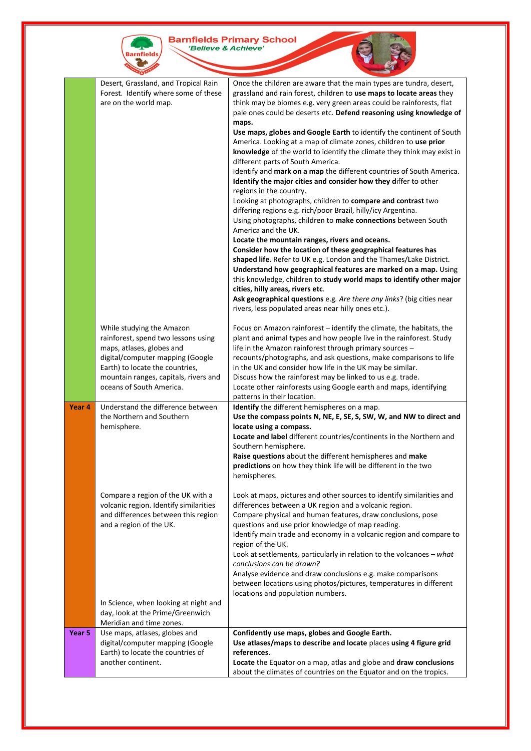| | | |
|---|---|---|
| | Desert, Grassland, and Tropical Rain Forest. Identify where some of these are on the world map. | Once the children are aware that the main types are tundra, desert, grassland and rain forest, children to **use maps to locate areas** they think may be biomes e.g. very green areas could be rainforests, flat pale ones could be deserts etc. **Defend reasoning using knowledge of maps.**<br>**Use maps, globes and Google Earth** to identify the continent of South America. Looking at a map of climate zones, children to **use prior knowledge** of the world to identify the climate they think may exist in different parts of South America.<br>Identify and **mark on a map** the different countries of South America. **Identify the major cities and consider how they d**iffer to other regions in the country.<br>Looking at photographs, children to **compare and contrast** two differing regions e.g. rich/poor Brazil, hilly/icy Argentina.<br>Using photographs, children to **make connections** between South America and the UK.<br>**Locate the mountain ranges, rivers and oceans.**<br>**Consider how the location of these geographical features has shaped life**. Refer to UK e.g. London and the Thames/Lake District.<br>**Understand how geographical features are marked on a map.** Using this knowledge, children to **study world maps to identify other major cities, hilly areas, rivers etc**.<br>**Ask geographical questions** e.g. *Are there any links*? (big cities near rivers, less populated areas near hilly ones etc.). |
| | While studying the Amazon rainforest, spend two lessons using maps, atlases, globes and digital/computer mapping (Google Earth) to locate the countries, mountain ranges, capitals, rivers and oceans of South America. | Focus on Amazon rainforest – identify the climate, the habitats, the plant and animal types and how people live in the rainforest. Study life in the Amazon rainforest through primary sources – recounts/photographs, and ask questions, make comparisons to life in the UK and consider how life in the UK may be similar.<br>Discuss how the rainforest may be linked to us e.g. trade.<br>Locate other rainforests using Google earth and maps, identifying patterns in their location. |
| **Year 4** | Understand the difference between the Northern and Southern hemisphere. | **Identify** the different hemispheres on a map.<br>**Use the compass points N, NE, E, SE, S, SW, W, and NW to direct and locate using a compass.**<br>**Locate and label** different countries/continents in the Northern and Southern hemisphere.<br>**Raise questions** about the different hemispheres and **make predictions** on how they think life will be different in the two hemispheres. |
| | Compare a region of the UK with a volcanic region. Identify similarities and differences between this region and a region of the UK.<br><br>In Science, when looking at night and day, look at the Prime/Greenwich Meridian and time zones. | Look at maps, pictures and other sources to identify similarities and differences between a UK region and a volcanic region.<br>Compare physical and human features, draw conclusions, pose questions and use prior knowledge of map reading.<br>Identify main trade and economy in a volcanic region and compare to region of the UK.<br>Look at settlements, particularly in relation to the volcanoes – *what conclusions can be drawn?*<br>Analyse evidence and draw conclusions e.g. make comparisons between locations using photos/pictures, temperatures in different locations and population numbers. |
| **Year 5** | Use maps, atlases, globes and digital/computer mapping (Google Earth) to locate the countries of another continent. | **Confidently use maps, globes and Google Earth.**<br>**Use atlases/maps to describe and locate** places **using 4 figure grid references**.<br>**Locate** the Equator on a map, atlas and globe and **draw conclusions** about the climates of countries on the Equator and on the tropics. |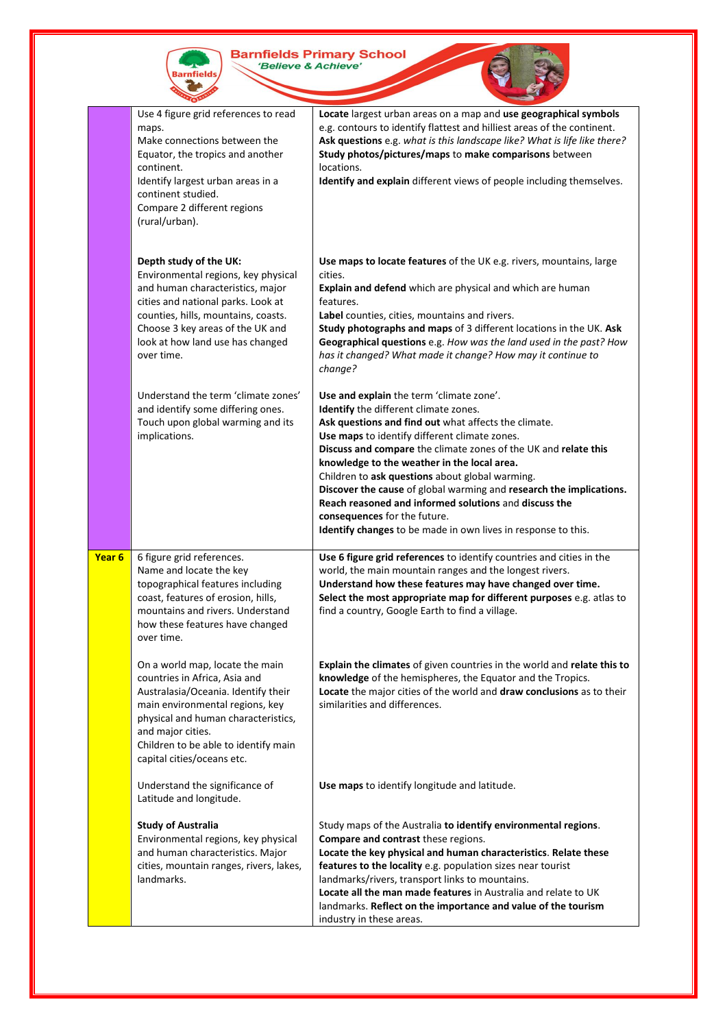**Barnfields Primary School**
*'Believe & Achieve'*

| | | |
|---|---|---|
| | Use 4 figure grid references to read maps.<br>Make connections between the Equator, the tropics and another continent.<br>Identify largest urban areas in a continent studied.<br>Compare 2 different regions (rural/urban). | **Locate** largest urban areas on a map and **use geographical symbols** e.g. contours to identify flattest and hilliest areas of the continent.<br>**Ask questions** e.g. *what is this landscape like? What is life like there?*<br>**Study photos/pictures/maps** to **make comparisons** between locations.<br>**Identify and explain** different views of people including themselves. |
| | **Depth study of the UK:**<br>Environmental regions, key physical and human characteristics, major cities and national parks. Look at counties, hills, mountains, coasts. Choose 3 key areas of the UK and look at how land use has changed over time. | **Use maps to locate features** of the UK e.g. rivers, mountains, large cities.<br>**Explain and defend** which are physical and which are human features.<br>**Label** counties, cities, mountains and rivers.<br>**Study photographs and maps** of 3 different locations in the UK. **Ask Geographical questions** e.g. *How was the land used in the past? How has it changed? What made it change? How may it continue to change?* |
| | Understand the term 'climate zones' and identify some differing ones.<br>Touch upon global warming and its implications. | **Use and explain** the term 'climate zone'.<br>**Identify** the different climate zones.<br>**Ask questions and find out** what affects the climate.<br>**Use maps** to identify different climate zones.<br>**Discuss and compare** the climate zones of the UK and **relate this knowledge to the weather in the local area.**<br>Children to **ask questions** about global warming.<br>**Discover the cause** of global warming and **research the implications.**<br>**Reach reasoned and informed solutions** and **discuss the consequences** for the future.<br>**Identify changes** to be made in own lives in response to this. |
| **Year 6** | 6 figure grid references.<br>Name and locate the key topographical features including coast, features of erosion, hills, mountains and rivers. Understand how these features have changed over time. | **Use 6 figure grid references** to identify countries and cities in the world, the main mountain ranges and the longest rivers.<br>**Understand how these features may have changed over time.**<br>**Select the most appropriate map for different purposes** e.g. atlas to find a country, Google Earth to find a village. |
| | On a world map, locate the main countries in Africa, Asia and Australasia/Oceania. Identify their main environmental regions, key physical and human characteristics, and major cities.<br>Children to be able to identify main capital cities/oceans etc. | **Explain the climates** of given countries in the world and **relate this to knowledge** of the hemispheres, the Equator and the Tropics.<br>**Locate** the major cities of the world and **draw conclusions** as to their similarities and differences. |
| | Understand the significance of Latitude and longitude. | **Use maps** to identify longitude and latitude. |
| | **Study of Australia**<br>Environmental regions, key physical and human characteristics. Major cities, mountain ranges, rivers, lakes, landmarks. | Study maps of the Australia **to identify environmental regions**.<br>**Compare and contrast** these regions.<br>**Locate the key physical and human characteristics**. **Relate these features to the locality** e.g. population sizes near tourist landmarks/rivers, transport links to mountains.<br>**Locate all the man made features** in Australia and relate to UK landmarks. **Reflect on the importance and value of the tourism** industry in these areas. |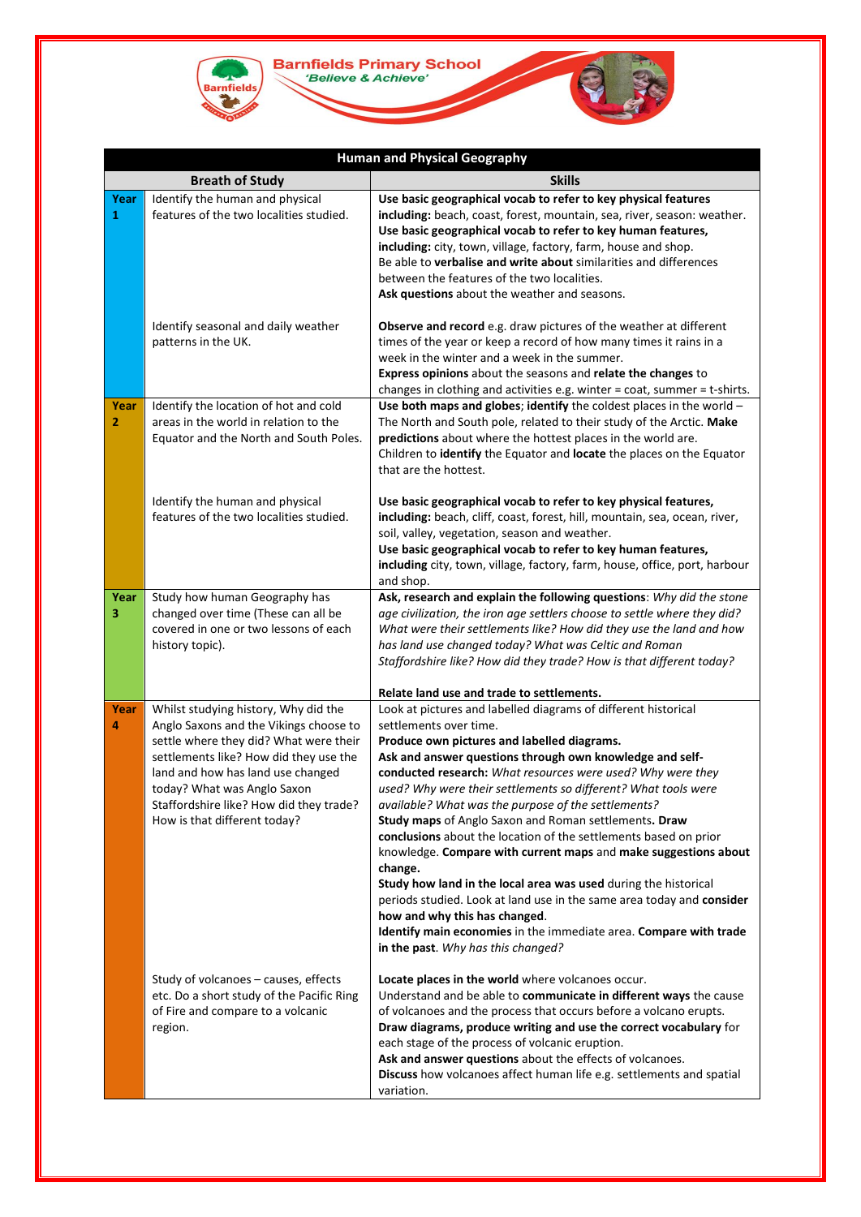**Barnfields Primary School**
*'Believe & Achieve'*

| Human and Physical Geography | | |
|---|---|---|
| | **Breath of Study** | **Skills** |
| **Year 1** | Identify the human and physical features of the two localities studied. | **Use basic geographical vocab to refer to key physical features including:** beach, coast, forest, mountain, sea, river, season: weather. **Use basic geographical vocab to refer to key human features, including:** city, town, village, factory, farm, house and shop. Be able to **verbalise and write about** similarities and differences between the features of the two localities. **Ask questions** about the weather and seasons. |
| | Identify seasonal and daily weather patterns in the UK. | **Observe and record** e.g. draw pictures of the weather at different times of the year or keep a record of how many times it rains in a week in the winter and a week in the summer. **Express opinions** about the seasons and **relate the changes** to changes in clothing and activities e.g. winter = coat, summer = t-shirts. |
| **Year 2** | Identify the location of hot and cold areas in the world in relation to the Equator and the North and South Poles. | **Use both maps and globes**; **identify** the coldest places in the world – The North and South pole, related to their study of the Arctic. **Make predictions** about where the hottest places in the world are. Children to **identify** the Equator and **locate** the places on the Equator that are the hottest. |
| | Identify the human and physical features of the two localities studied. | **Use basic geographical vocab to refer to key physical features, including:** beach, cliff, coast, forest, hill, mountain, sea, ocean, river, soil, valley, vegetation, season and weather. **Use basic geographical vocab to refer to key human features, including** city, town, village, factory, farm, house, office, port, harbour and shop. |
| **Year 3** | Study how human Geography has changed over time (These can all be covered in one or two lessons of each history topic). | **Ask, research and explain the following questions**: *Why did the stone age civilization, the iron age settlers choose to settle where they did? What were their settlements like? How did they use the land and how has land use changed today? What was Celtic and Roman Staffordshire like? How did they trade? How is that different today?* **Relate land use and trade to settlements.** |
| **Year 4** | Whilst studying history, Why did the Anglo Saxons and the Vikings choose to settle where they did? What were their settlements like? How did they use the land and how has land use changed today? What was Anglo Saxon Staffordshire like? How did they trade? How is that different today? | Look at pictures and labelled diagrams of different historical settlements over time. **Produce own pictures and labelled diagrams. Ask and answer questions through own knowledge and self-conducted research:** *What resources were used? Why were they used? Why were their settlements so different? What tools were available? What was the purpose of the settlements?* **Study maps** of Anglo Saxon and Roman settlements**. Draw conclusions** about the location of the settlements based on prior knowledge. **Compare with current maps** and **make suggestions about change. Study how land in the local area was used** during the historical periods studied. Look at land use in the same area today and **consider how and why this has changed**. **Identify main economies** in the immediate area. **Compare with trade in the past**. *Why has this changed?* |
| | Study of volcanoes – causes, effects etc. Do a short study of the Pacific Ring of Fire and compare to a volcanic region. | **Locate places in the world** where volcanoes occur. Understand and be able to **communicate in different ways** the cause of volcanoes and the process that occurs before a volcano erupts. **Draw diagrams, produce writing and use the correct vocabulary** for each stage of the process of volcanic eruption. **Ask and answer questions** about the effects of volcanoes. **Discuss** how volcanoes affect human life e.g. settlements and spatial variation. |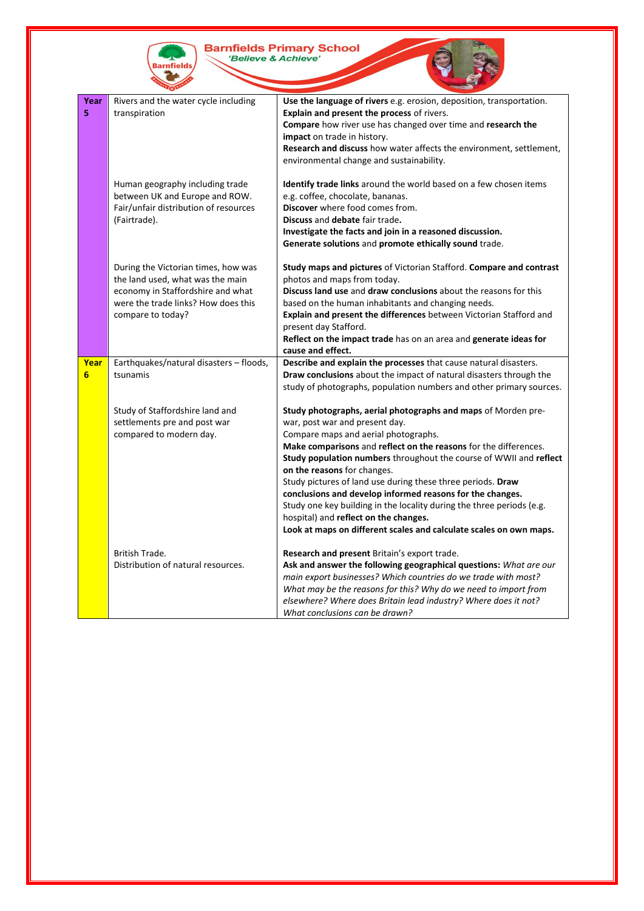**Barnfields Primary School**
*'Believe & Achieve'*

| | | |
|---|---|---|
| **Year 5** | Rivers and the water cycle including transpiration | **Use the language of rivers** e.g. erosion, deposition, transportation.<br>**Explain and present the process** of rivers.<br>**Compare** how river use has changed over time and **research the impact** on trade in history.<br>**Research and discuss** how water affects the environment, settlement, environmental change and sustainability. |
| | Human geography including trade between UK and Europe and ROW. Fair/unfair distribution of resources (Fairtrade). | **Identify trade links** around the world based on a few chosen items e.g. coffee, chocolate, bananas.<br>**Discover** where food comes from.<br>**Discuss** and **debate** fair trade**.**<br>**Investigate the facts and join in a reasoned discussion.**<br>**Generate solutions** and **promote ethically sound** trade. |
| | During the Victorian times, how was the land used, what was the main economy in Staffordshire and what were the trade links? How does this compare to today? | **Study maps and pictures** of Victorian Stafford. **Compare and contrast** photos and maps from today.<br>**Discuss land use** and **draw conclusions** about the reasons for this based on the human inhabitants and changing needs.<br>**Explain and present the differences** between Victorian Stafford and present day Stafford.<br>**Reflect on the impact trade** has on an area and **generate ideas for cause and effect.** |
| **Year 6** | Earthquakes/natural disasters – floods, tsunamis | **Describe and explain the processes** that cause natural disasters.<br>**Draw conclusions** about the impact of natural disasters through the study of photographs, population numbers and other primary sources. |
| | Study of Staffordshire land and settlements pre and post war compared to modern day. | **Study photographs, aerial photographs and maps** of Morden pre-war, post war and present day.<br>Compare maps and aerial photographs.<br>**Make comparisons** and **reflect on the reasons** for the differences.<br>**Study population numbers** throughout the course of WWII and **reflect on the reasons** for changes.<br>Study pictures of land use during these three periods. **Draw conclusions and develop informed reasons for the changes.**<br>Study one key building in the locality during the three periods (e.g. hospital) and **reflect on the changes.**<br>**Look at maps on different scales and calculate scales on own maps.** |
| | British Trade.<br>Distribution of natural resources. | **Research and present** Britain's export trade.<br>**Ask and answer the following geographical questions:** *What are our main export businesses? Which countries do we trade with most? What may be the reasons for this? Why do we need to import from elsewhere? Where does Britain lead industry? Where does it not? What conclusions can be drawn?* |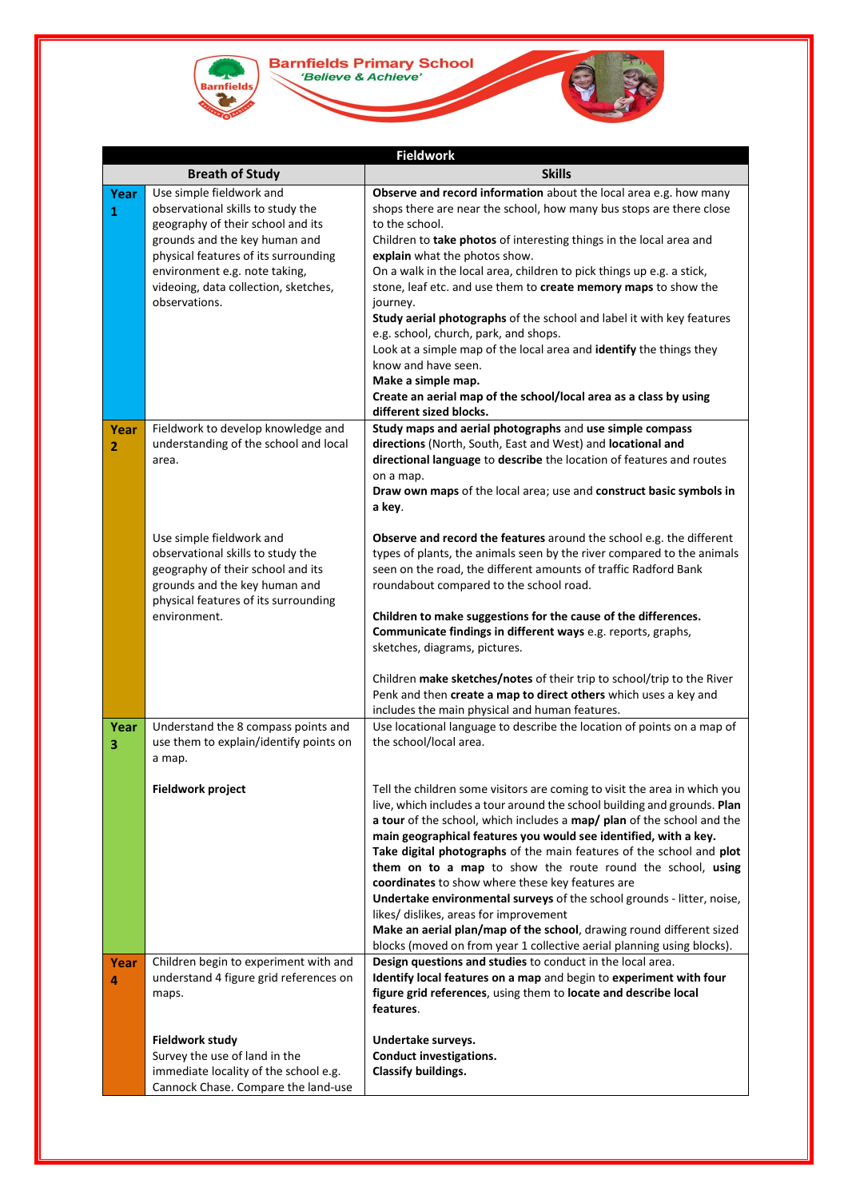| Fieldwork | | |
|---|---|---|
| | **Breath of Study** | **Skills** |
| **Year 1** | Use simple fieldwork and observational skills to study the geography of their school and its grounds and the key human and physical features of its surrounding environment e.g. note taking, videoing, data collection, sketches, observations. | **Observe and record information** about the local area e.g. how many shops there are near the school, how many bus stops are there close to the school.<br>Children to **take photos** of interesting things in the local area and **explain** what the photos show.<br>On a walk in the local area, children to pick things up e.g. a stick, stone, leaf etc. and use them to **create memory maps** to show the journey.<br>**Study aerial photographs** of the school and label it with key features e.g. school, church, park, and shops.<br>Look at a simple map of the local area and **identify** the things they know and have seen.<br>**Make a simple map.**<br>**Create an aerial map of the school/local area as a class by using different sized blocks.** |
| **Year 2** | Fieldwork to develop knowledge and understanding of the school and local area. | **Study maps and aerial photographs** and **use simple compass directions** (North, South, East and West) and **locational and directional language** to **describe** the location of features and routes on a map.<br>**Draw own maps** of the local area; use and **construct basic symbols in a key**. |
| | Use simple fieldwork and observational skills to study the geography of their school and its grounds and the key human and physical features of its surrounding environment. | **Observe and record the features** around the school e.g. the different types of plants, the animals seen by the river compared to the animals seen on the road, the different amounts of traffic Radford Bank roundabout compared to the school road.<br><br>**Children to make suggestions for the cause of the differences.**<br>**Communicate findings in different ways** e.g. reports, graphs, sketches, diagrams, pictures.<br><br>Children **make sketches/notes** of their trip to school/trip to the River Penk and then **create a map to direct others** which uses a key and includes the main physical and human features. |
| **Year 3** | Understand the 8 compass points and use them to explain/identify points on a map. | Use locational language to describe the location of points on a map of the school/local area. |
| | **Fieldwork project** | Tell the children some visitors are coming to visit the area in which you live, which includes a tour around the school building and grounds. **Plan a tour** of the school, which includes a **map/ plan** of the school and the **main geographical features you would see identified, with a key.**<br>**Take digital photographs** of the main features of the school and **plot them on to a map** to show the route round the school, **using coordinates** to show where these key features are<br>**Undertake environmental surveys** of the school grounds - litter, noise, likes/ dislikes, areas for improvement<br>**Make an aerial plan/map of the school**, drawing round different sized blocks (moved on from year 1 collective aerial planning using blocks). |
| **Year 4** | Children begin to experiment with and understand 4 figure grid references on maps. | **Design questions and studies** to conduct in the local area.<br>**Identify local features on a map** and begin to **experiment with four figure grid references**, using them to **locate and describe local features**. |
| | **Fieldwork study**<br>Survey the use of land in the immediate locality of the school e.g. Cannock Chase. Compare the land-use | **Undertake surveys.**<br>**Conduct investigations.**<br>**Classify buildings.** |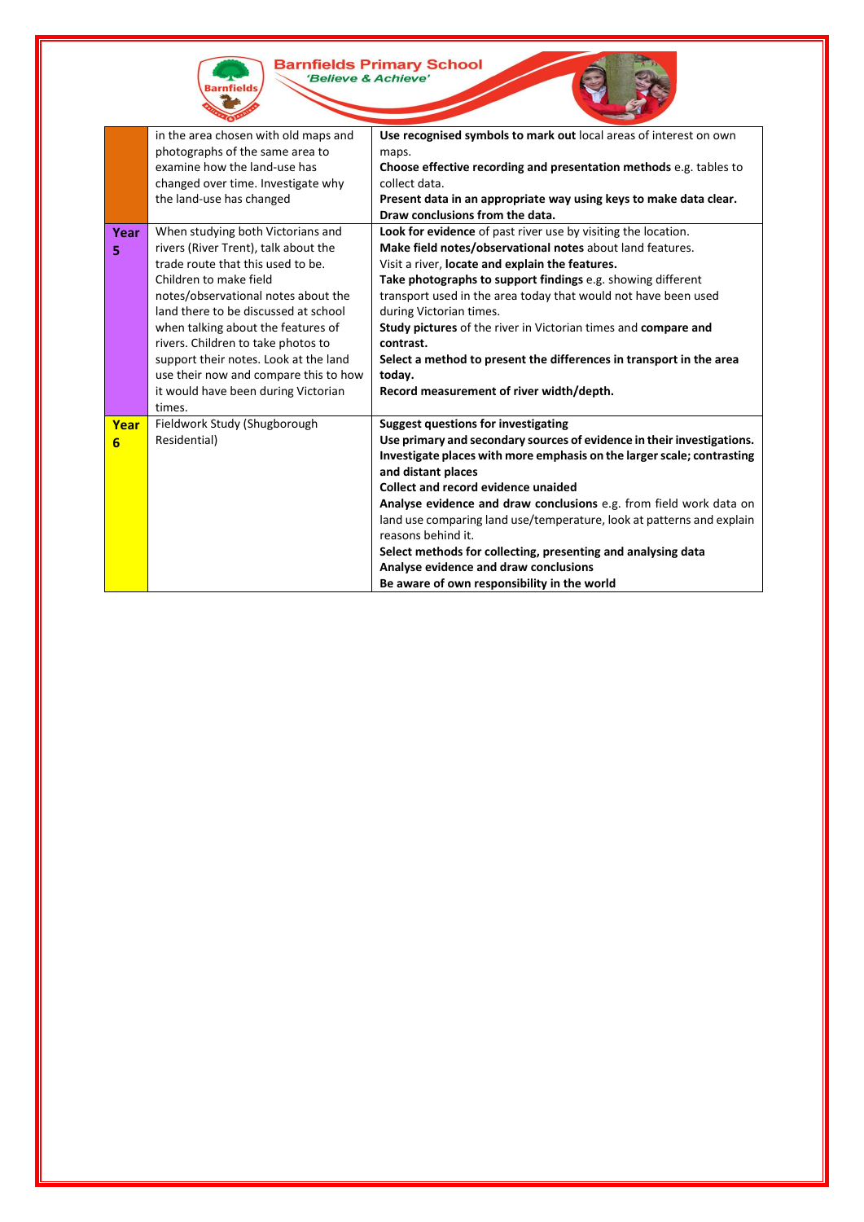| | | |
|---|---|---|
| | in the area chosen with old maps and photographs of the same area to examine how the land-use has changed over time. Investigate why the land-use has changed | **Use recognised symbols to mark out** local areas of interest on own maps.<br>**Choose effective recording and presentation methods** e.g. tables to collect data.<br>**Present data in an appropriate way using keys to make data clear.**<br>**Draw conclusions from the data.** |
| **Year 5** | When studying both Victorians and rivers (River Trent), talk about the trade route that this used to be. Children to make field notes/observational notes about the land there to be discussed at school when talking about the features of rivers. Children to take photos to support their notes. Look at the land use their now and compare this to how it would have been during Victorian times. | **Look for evidence** of past river use by visiting the location.<br>**Make field notes/observational notes** about land features.<br>Visit a river, **locate and explain the features.**<br>**Take photographs to support findings** e.g. showing different transport used in the area today that would not have been used during Victorian times.<br>**Study pictures** of the river in Victorian times and **compare and contrast.**<br>**Select a method to present the differences in transport in the area today.**<br>**Record measurement of river width/depth.** |
| **Year 6** | Fieldwork Study (Shugborough Residential) | **Suggest questions for investigating**<br>**Use primary and secondary sources of evidence in their investigations.**<br>**Investigate places with more emphasis on the larger scale; contrasting and distant places**<br>**Collect and record evidence unaided**<br>**Analyse evidence and draw conclusions** e.g. from field work data on land use comparing land use/temperature, look at patterns and explain reasons behind it.<br>**Select methods for collecting, presenting and analysing data**<br>**Analyse evidence and draw conclusions**<br>**Be aware of own responsibility in the world** |